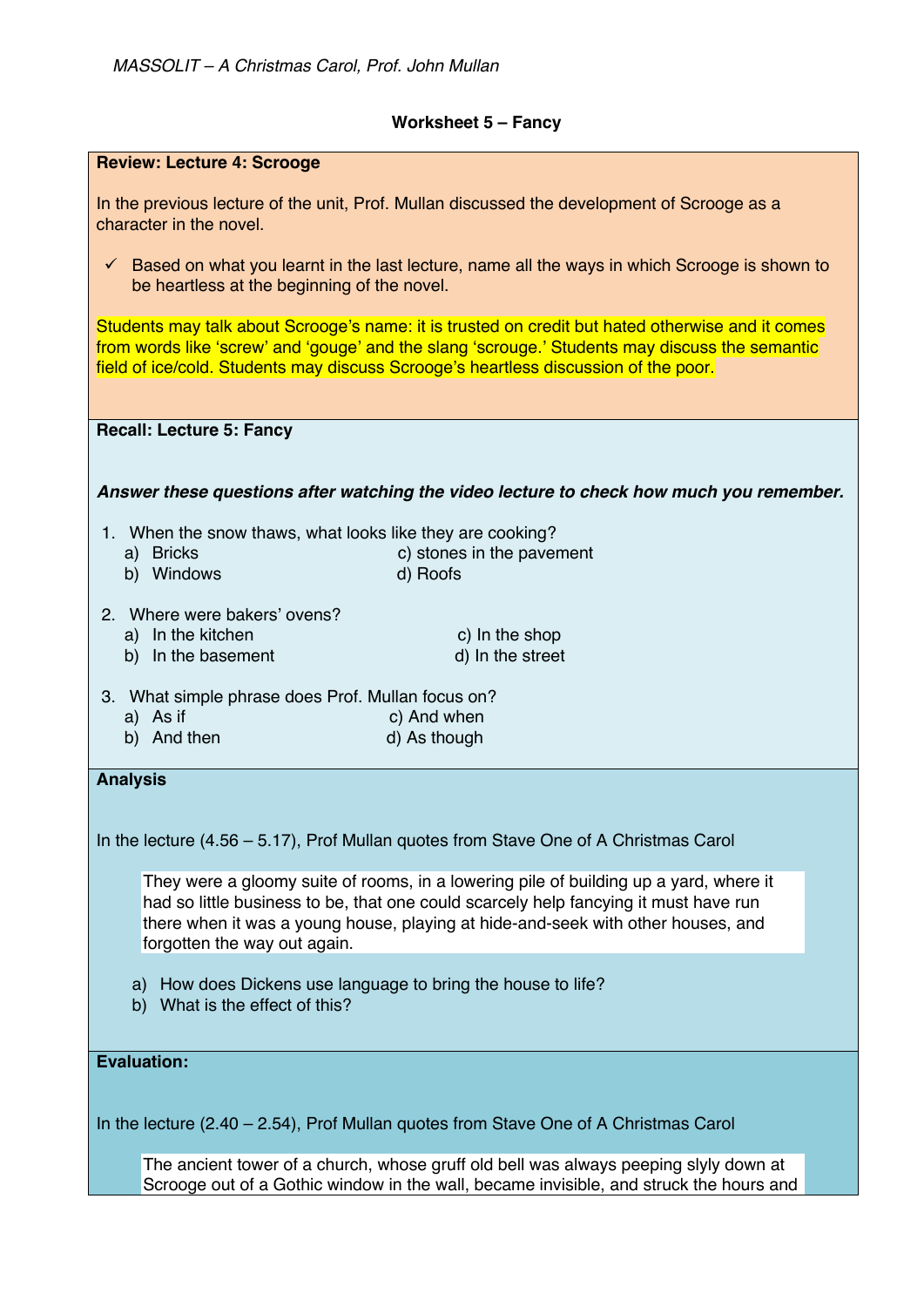*MASSOLIT – A Christmas Carol, Prof. John Mullan*

**Worksheet 5 – Fancy**

**Review: Lecture 4: Scrooge**

In the previous lecture of the unit, Prof. Mullan discussed the development of Scrooge as a character in the novel.

- ✓ Based on what you learnt in the last lecture, name all the ways in which Scrooge is shown to be heartless at the beginning of the novel.

Students may talk about Scrooge's name: it is trusted on credit but hated otherwise and it comes from words like 'screw' and 'gouge' and the slang 'scrouge.' Students may discuss the semantic field of ice/cold. Students may discuss Scrooge's heartless discussion of the poor.

**Recall: Lecture 5: Fancy**

***Answer these questions after watching the video lecture to check how much you remember.***

1. When the snow thaws, what looks like they are cooking?
   - a) Bricks
   - b) Windows
   - c) stones in the pavement
   - d) Roofs

2. Where were bakers' ovens?
   - a) In the kitchen
   - b) In the basement
   - c) In the shop
   - d) In the street

3. What simple phrase does Prof. Mullan focus on?
   - a) As if
   - b) And then
   - c) And when
   - d) As though

**Analysis**

In the lecture (4.56 – 5.17), Prof Mullan quotes from Stave One of A Christmas Carol

> They were a gloomy suite of rooms, in a lowering pile of building up a yard, where it had so little business to be, that one could scarcely help fancying it must have run there when it was a young house, playing at hide-and-seek with other houses, and forgotten the way out again.

a) How does Dickens use language to bring the house to life?
b) What is the effect of this?

**Evaluation:**

In the lecture (2.40 – 2.54), Prof Mullan quotes from Stave One of A Christmas Carol

> The ancient tower of a church, whose gruff old bell was always peeping slyly down at Scrooge out of a Gothic window in the wall, became invisible, and struck the hours and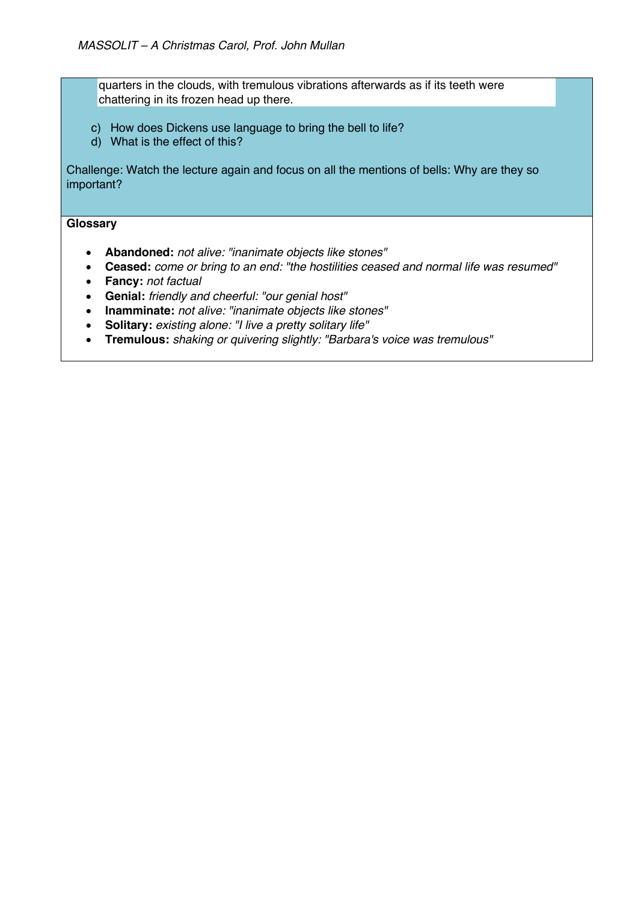quarters in the clouds, with tremulous vibrations afterwards as if its teeth were chattering in its frozen head up there.

c) How does Dickens use language to bring the bell to life?
d) What is the effect of this?

Challenge: Watch the lecture again and focus on all the mentions of bells: Why are they so important?

**Glossary**

- **Abandoned:** *not alive: "inanimate objects like stones"*
- **Ceased:** *come or bring to an end: "the hostilities ceased and normal life was resumed"*
- **Fancy:** *not factual*
- **Genial:** *friendly and cheerful: "our genial host"*
- **Inamminate:** *not alive: "inanimate objects like stones"*
- **Solitary:** *existing alone: "I live a pretty solitary life"*
- **Tremulous:** *shaking or quivering slightly: "Barbara's voice was tremulous"*